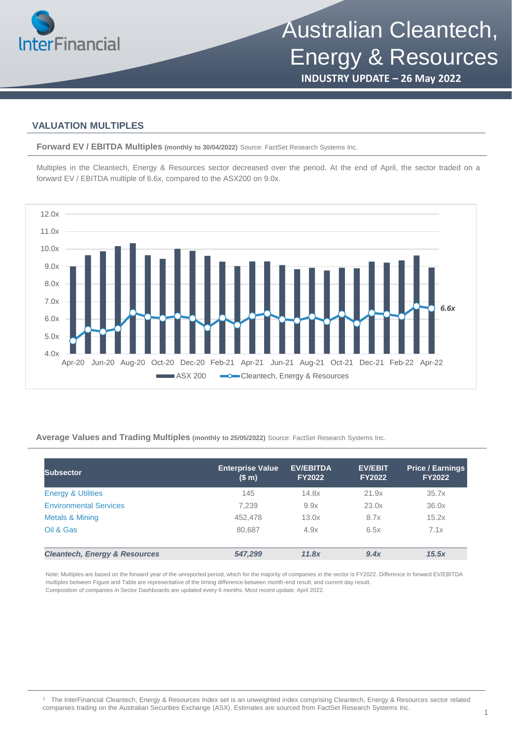# Australian Cleantech, Energy & Resources

**INDUSTRY UPDATE – 26 May 2022**

## VALUATION MULTIPLES

**Forward EV / EBITDA Multiples** **(monthly to 30/04/2022)** Source: FactSet Research Systems Inc.

Multiples in the Cleantech, Energy & Resources sector decreased over the period. At the end of April, the sector traded on a forward EV / EBITDA multiple of 6.6x, compared to the ASX200 on 9.0x.

**Average Values and Trading Multiples** **(monthly to 25/05/2022)** Source: FactSet Research Systems Inc.

| Subsector | Enterprise Value ($ m) | EV/EBITDA FY2022 | EV/EBIT FY2022 | Price / Earnings FY2022 |
|---|---|---|---|---|
| Energy & Utilities | 145 | 14.8x | 21.9x | 35.7x |
| Environmental Services | 7,239 | 9.9x | 23.0x | 36.0x |
| Metals & Mining | 452,478 | 13.0x | 8.7x | 15.2x |
| Oil & Gas | 80,687 | 4.9x | 6.5x | 7.1x |
| ***Cleantech, Energy & Resources*** | ***547,299*** | ***11.8x*** | ***9.4x*** | ***15.5x*** |

Note: Multiples are based on the forward year of the unreported period, which for the majority of companies in the sector is FY2022. Difference in forward EV/EBITDA multiples between Figure and Table are representative of the timing difference between month-end result, and current day result.
Composition of companies in Sector Dashboards are updated every 6 months. Most recent update: April 2022.

[1] The InterFinancial Cleantech, Energy & Resources Index set is an unweighted index comprising Cleantech, Energy & Resources sector related companies trading on the Australian Securities Exchange (ASX). Estimates are sourced from FactSet Research Systems Inc.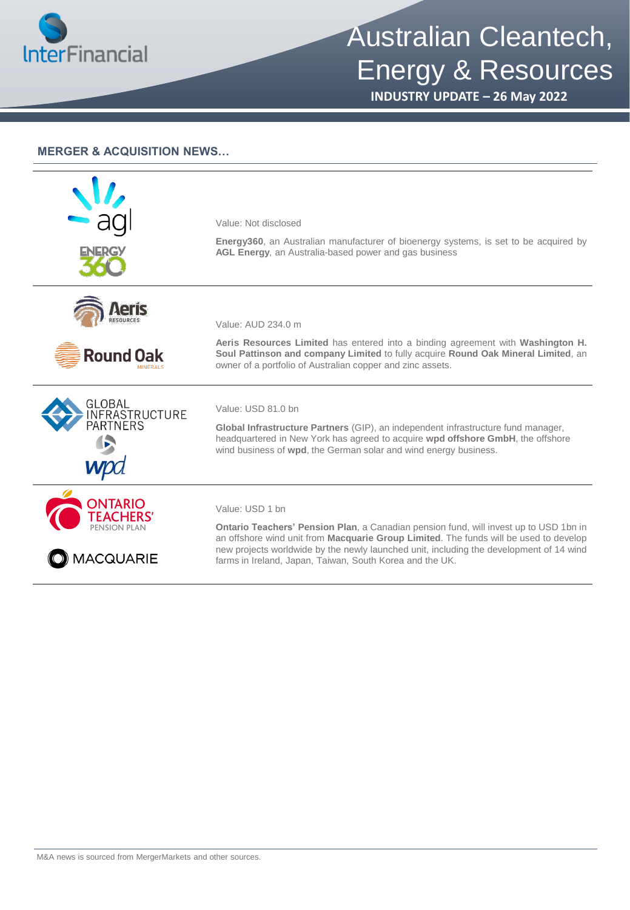## MERGER & ACQUISITION NEWS…

Value: Not disclosed

**Energy360**, an Australian manufacturer of bioenergy systems, is set to be acquired by **AGL Energy**, an Australia-based power and gas business

---

Value: AUD 234.0 m

**Aeris Resources Limited** has entered into a binding agreement with **Washington H. Soul Pattinson and company Limited** to fully acquire **Round Oak Mineral Limited**, an owner of a portfolio of Australian copper and zinc assets.

---

Value: USD 81.0 bn

**Global Infrastructure Partners** (GIP), an independent infrastructure fund manager, headquartered in New York has agreed to acquire **wpd offshore GmbH**, the offshore wind business of **wpd**, the German solar and wind energy business.

---

Value: USD 1 bn

**Ontario Teachers' Pension Plan**, a Canadian pension fund, will invest up to USD 1bn in an offshore wind unit from **Macquarie Group Limited**. The funds will be used to develop new projects worldwide by the newly launched unit, including the development of 14 wind farms in Ireland, Japan, Taiwan, South Korea and the UK.

---

M&A news is sourced from MergerMarkets and other sources.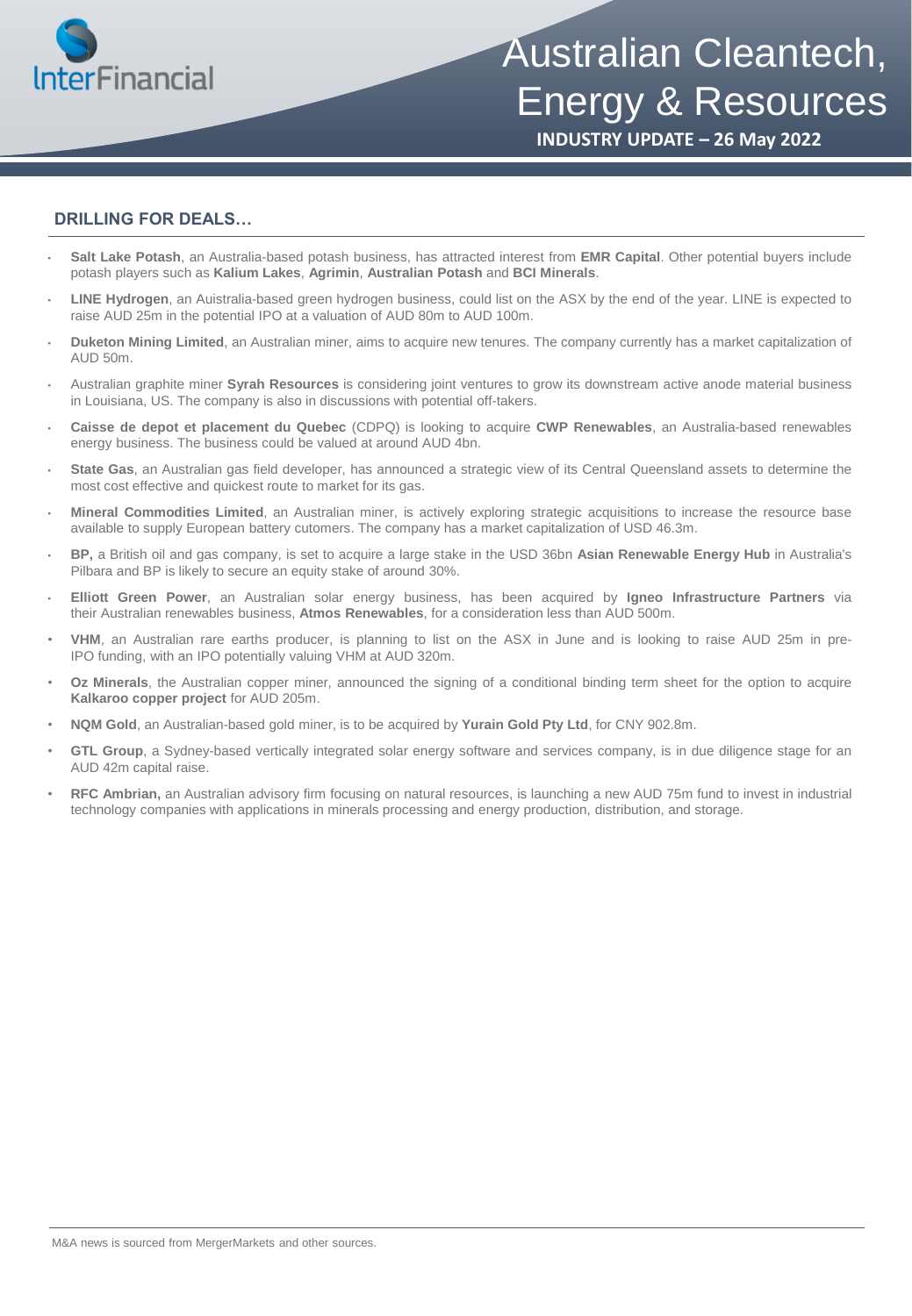## DRILLING FOR DEALS…

- **Salt Lake Potash**, an Australia-based potash business, has attracted interest from **EMR Capital**. Other potential buyers include potash players such as **Kalium Lakes**, **Agrimin**, **Australian Potash** and **BCI Minerals**.
- **LINE Hydrogen**, an Auistralia-based green hydrogen business, could list on the ASX by the end of the year. LINE is expected to raise AUD 25m in the potential IPO at a valuation of AUD 80m to AUD 100m.
- **Duketon Mining Limited**, an Australian miner, aims to acquire new tenures. The company currently has a market capitalization of AUD 50m.
- Australian graphite miner **Syrah Resources** is considering joint ventures to grow its downstream active anode material business in Louisiana, US. The company is also in discussions with potential off-takers.
- **Caisse de depot et placement du Quebec** (CDPQ) is looking to acquire **CWP Renewables**, an Australia-based renewables energy business. The business could be valued at around AUD 4bn.
- **State Gas**, an Australian gas field developer, has announced a strategic view of its Central Queensland assets to determine the most cost effective and quickest route to market for its gas.
- **Mineral Commodities Limited**, an Australian miner, is actively exploring strategic acquisitions to increase the resource base available to supply European battery cutomers. The company has a market capitalization of USD 46.3m.
- **BP,** a British oil and gas company, is set to acquire a large stake in the USD 36bn **Asian Renewable Energy Hub** in Australia's Pilbara and BP is likely to secure an equity stake of around 30%.
- **Elliott Green Power**, an Australian solar energy business, has been acquired by **Igneo Infrastructure Partners** via their Australian renewables business, **Atmos Renewables**, for a consideration less than AUD 500m.
- **VHM**, an Australian rare earths producer, is planning to list on the ASX in June and is looking to raise AUD 25m in pre-IPO funding, with an IPO potentially valuing VHM at AUD 320m.
- **Oz Minerals**, the Australian copper miner, announced the signing of a conditional binding term sheet for the option to acquire **Kalkaroo copper project** for AUD 205m.
- **NQM Gold**, an Australian-based gold miner, is to be acquired by **Yurain Gold Pty Ltd**, for CNY 902.8m.
- **GTL Group**, a Sydney-based vertically integrated solar energy software and services company, is in due diligence stage for an AUD 42m capital raise.
- **RFC Ambrian,** an Australian advisory firm focusing on natural resources, is launching a new AUD 75m fund to invest in industrial technology companies with applications in minerals processing and energy production, distribution, and storage.

M&A news is sourced from MergerMarkets and other sources.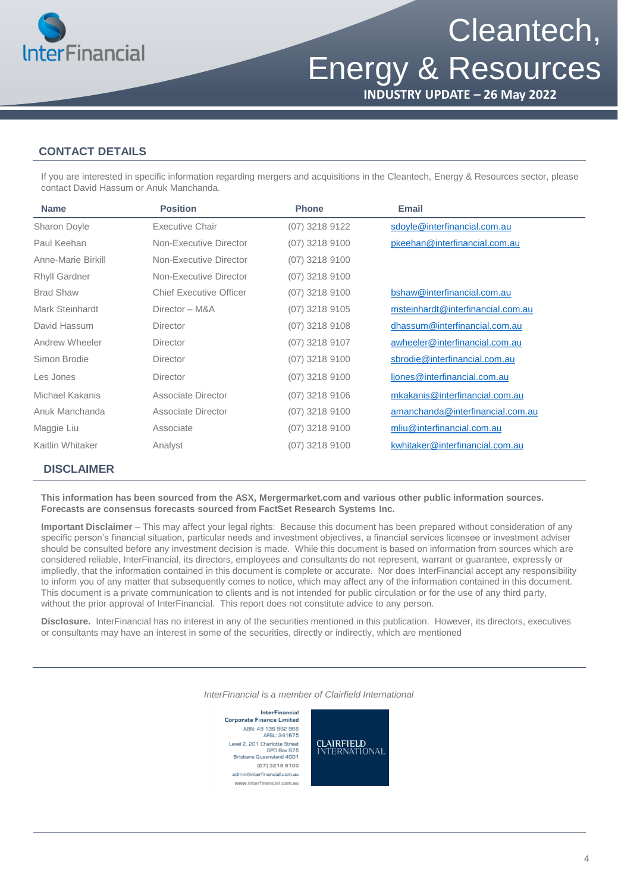## CONTACT DETAILS

If you are interested in specific information regarding mergers and acquisitions in the Cleantech, Energy & Resources sector, please contact David Hassum or Anuk Manchanda.

| Name | Position | Phone | Email |
|---|---|---|---|
| Sharon Doyle | Executive Chair | (07) 3218 9122 | sdoyle@interfinancial.com.au |
| Paul Keehan | Non-Executive Director | (07) 3218 9100 | pkeehan@interfinancial.com.au |
| Anne-Marie Birkill | Non-Executive Director | (07) 3218 9100 | |
| Rhyll Gardner | Non-Executive Director | (07) 3218 9100 | |
| Brad Shaw | Chief Executive Officer | (07) 3218 9100 | bshaw@interfinancial.com.au |
| Mark Steinhardt | Director – M&A | (07) 3218 9105 | msteinhardt@interfinancial.com.au |
| David Hassum | Director | (07) 3218 9108 | dhassum@interfinancial.com.au |
| Andrew Wheeler | Director | (07) 3218 9107 | awheeler@interfinancial.com.au |
| Simon Brodie | Director | (07) 3218 9100 | sbrodie@interfinancial.com.au |
| Les Jones | Director | (07) 3218 9100 | ljones@interfinancial.com.au |
| Michael Kakanis | Associate Director | (07) 3218 9106 | mkakanis@interfinancial.com.au |
| Anuk Manchanda | Associate Director | (07) 3218 9100 | amanchanda@interfinancial.com.au |
| Maggie Liu | Associate | (07) 3218 9100 | mliu@interfinancial.com.au |
| Kaitlin Whitaker | Analyst | (07) 3218 9100 | kwhitaker@interfinancial.com.au |

## DISCLAIMER

**This information has been sourced from the ASX, Mergermarket.com and various other public information sources. Forecasts are consensus forecasts sourced from FactSet Research Systems Inc.**

**Important Disclaimer** – This may affect your legal rights: Because this document has been prepared without consideration of any specific person's financial situation, particular needs and investment objectives, a financial services licensee or investment adviser should be consulted before any investment decision is made. While this document is based on information from sources which are considered reliable, InterFinancial, its directors, employees and consultants do not represent, warrant or guarantee, expressly or impliedly, that the information contained in this document is complete or accurate. Nor does InterFinancial accept any responsibility to inform you of any matter that subsequently comes to notice, which may affect any of the information contained in this document. This document is a private communication to clients and is not intended for public circulation or for the use of any third party, without the prior approval of InterFinancial. This report does not constitute advice to any person.

**Disclosure.** InterFinancial has no interest in any of the securities mentioned in this publication. However, its directors, executives or consultants may have an interest in some of the securities, directly or indirectly, which are mentioned

*InterFinancial is a member of Clairfield International*

**InterFinancial Corporate Finance Limited**
ABN: 49 136 962 966
AFSL: 341675
Level 2, 201 Charlotte Street
GPO Box 975
Brisbane Queensland 4001
(07) 3218 9100
admin@interfinancial.com.au
www.interfinancial.com.au

CLAIRFIELD INTERNATIONAL